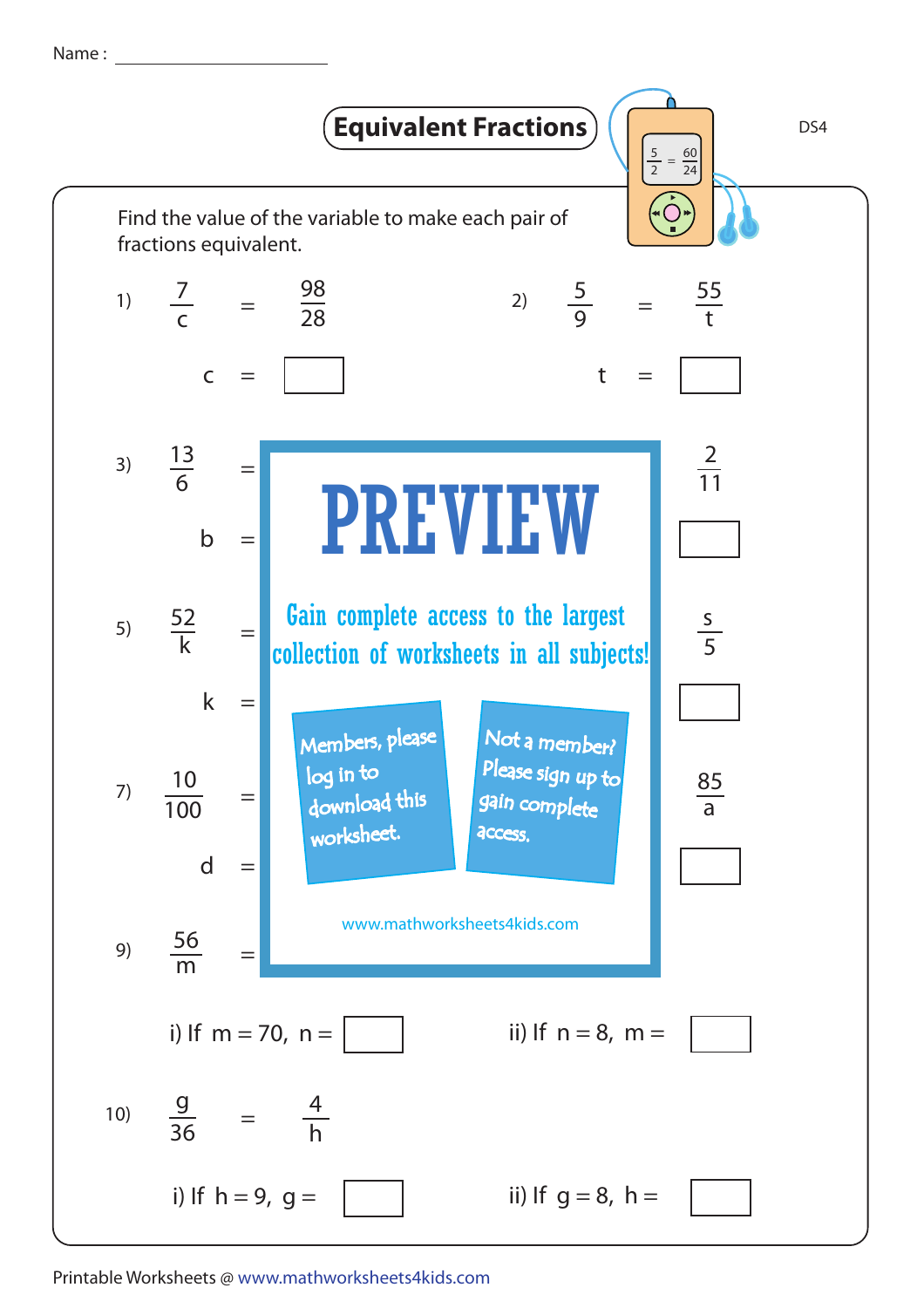Name : ______________________

# Equivalent Fractions

DS4

Find the value of the variable to make each pair of fractions equivalent.

1) $\frac{7}{c} = \frac{98}{28}$

c = ☐

2) $\frac{5}{9} = \frac{55}{t}$

t = ☐

3) $\frac{13}{6} =$ ... $\frac{2}{11}$

b = ☐

5) $\frac{52}{k} =$ ... $\frac{s}{5}$

k = ☐

7) $\frac{10}{100} =$ ... $\frac{85}{a}$

d = ☐

9) $\frac{56}{m} =$ ...

i) If m = 70, n = ☐    ii) If n = 8, m = ☐

10) $\frac{g}{36} = \frac{4}{h}$

i) If h = 9, g = ☐    ii) If g = 8, h = ☐

**PREVIEW**

Gain complete access to the largest collection of worksheets in all subjects!

Members, please log in to download this worksheet.

Not a member? Please sign up to gain complete access.

www.mathworksheets4kids.com

Printable Worksheets @ www.mathworksheets4kids.com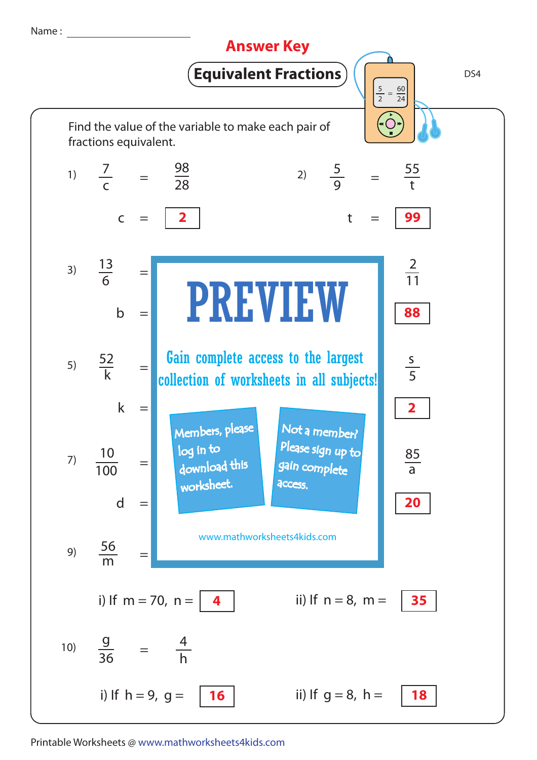Name : ____________________

**Answer Key**

# Equivalent Fractions

DS4

Find the value of the variable to make each pair of fractions equivalent.

1) $\frac{7}{c} = \frac{98}{28}$

c = **2**

2) $\frac{5}{9} = \frac{55}{t}$

t = **99**

3) $\frac{13}{6} =$ ... $\frac{2}{11}$

b = ... **88**

5) $\frac{52}{k} =$ ... $\frac{s}{5}$

k = ... **2**

7) $\frac{10}{100} =$ ... $\frac{85}{a}$

d = ... **20**

9) $\frac{56}{m} =$

i) If m = 70, n = **4**

ii) If n = 8, m = **35**

10) $\frac{g}{36} = \frac{4}{h}$

i) If h = 9, g = **16**

ii) If g = 8, h = **18**

PREVIEW

Gain complete access to the largest collection of worksheets in all subjects!

Members, please log in to download this worksheet.

Not a member? Please sign up to gain complete access.

www.mathworksheets4kids.com

Printable Worksheets @ www.mathworksheets4kids.com